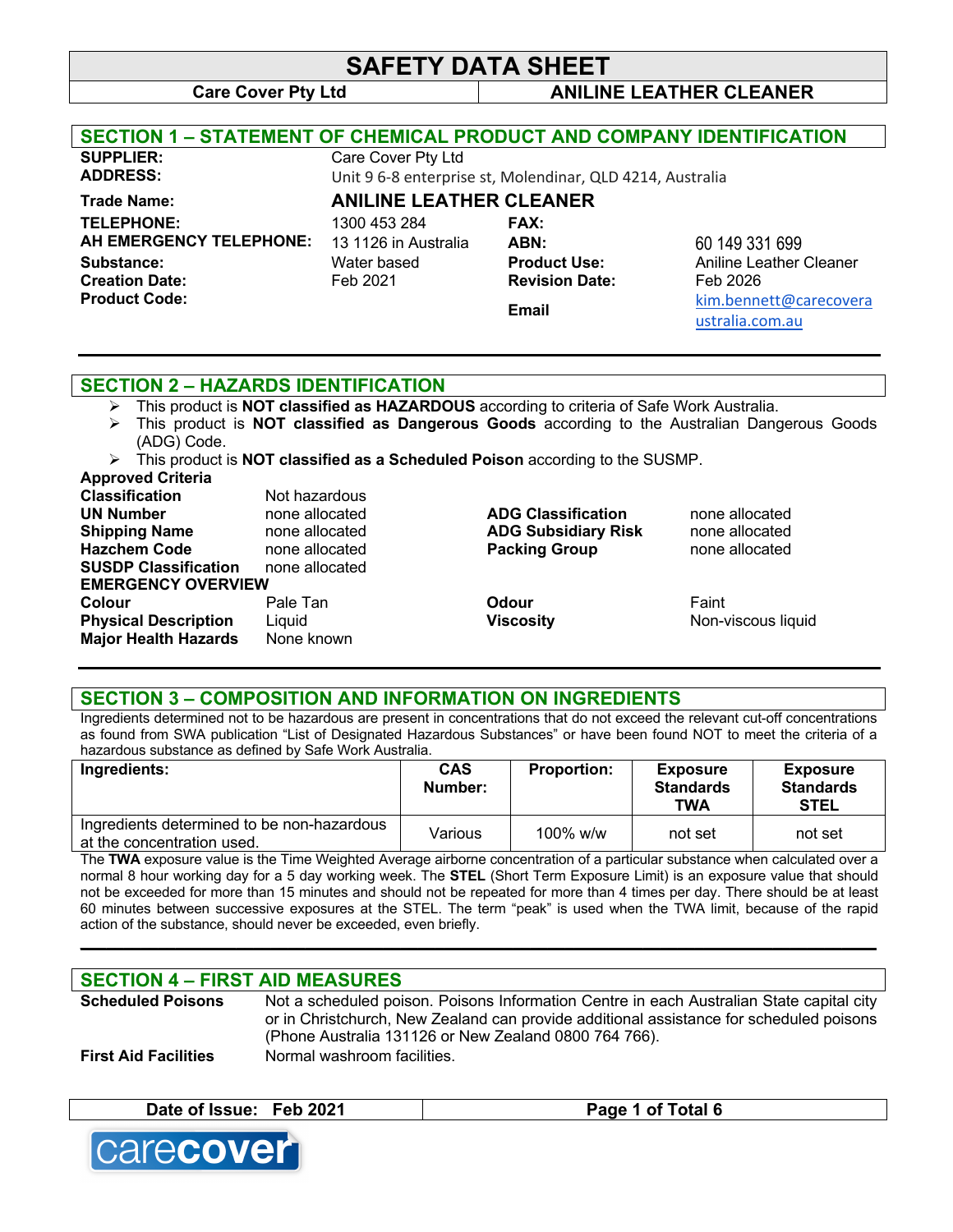# SAFETY DATA SHEET

**Care Cover Pty Ltd** | **ANILINE LEATHER CLEANER**

## SECTION 1 – STATEMENT OF CHEMICAL PRODUCT AND COMPANY IDENTIFICATION

| | | | |
|---|---|---|---|
| **SUPPLIER:** | Care Cover Pty Ltd | | |
| **ADDRESS:** | Unit 9 6-8 enterprise st, Molendinar, QLD 4214, Australia | | |
| **Trade Name:** | **ANILINE LEATHER CLEANER** | | |
| **TELEPHONE:** | 1300 453 284 | **FAX:** | |
| **AH EMERGENCY TELEPHONE:** | 13 1126 in Australia | **ABN:** | 60 149 331 699 |
| **Substance:** | Water based | **Product Use:** | Aniline Leather Cleaner |
| **Creation Date:** | Feb 2021 | **Revision Date:** | Feb 2026 |
| **Product Code:** | | **Email** | kim.bennett@carecoveraustralia.com.au |

## SECTION 2 – HAZARDS IDENTIFICATION

- This product is **NOT classified as HAZARDOUS** according to criteria of Safe Work Australia.
- This product is **NOT classified as Dangerous Goods** according to the Australian Dangerous Goods (ADG) Code.
- This product is **NOT classified as a Scheduled Poison** according to the SUSMP.

**Approved Criteria**

| | | | |
|---|---|---|---|
| **Classification** | Not hazardous | | |
| **UN Number** | none allocated | **ADG Classification** | none allocated |
| **Shipping Name** | none allocated | **ADG Subsidiary Risk** | none allocated |
| **Hazchem Code** | none allocated | **Packing Group** | none allocated |
| **SUSDP Classification** | none allocated | | |

**EMERGENCY OVERVIEW**

| | | | |
|---|---|---|---|
| **Colour** | Pale Tan | **Odour** | Faint |
| **Physical Description** | Liquid | **Viscosity** | Non-viscous liquid |
| **Major Health Hazards** | None known | | |

## SECTION 3 – COMPOSITION AND INFORMATION ON INGREDIENTS

Ingredients determined not to be hazardous are present in concentrations that do not exceed the relevant cut-off concentrations as found from SWA publication "List of Designated Hazardous Substances" or have been found NOT to meet the criteria of a hazardous substance as defined by Safe Work Australia.

| Ingredients: | CAS Number: | Proportion: | Exposure Standards TWA | Exposure Standards STEL |
|---|---|---|---|---|
| Ingredients determined to be non-hazardous at the concentration used. | Various | 100% w/w | not set | not set |

The **TWA** exposure value is the Time Weighted Average airborne concentration of a particular substance when calculated over a normal 8 hour working day for a 5 day working week. The **STEL** (Short Term Exposure Limit) is an exposure value that should not be exceeded for more than 15 minutes and should not be repeated for more than 4 times per day. There should be at least 60 minutes between successive exposures at the STEL. The term "peak" is used when the TWA limit, because of the rapid action of the substance, should never be exceeded, even briefly.

## SECTION 4 – FIRST AID MEASURES

**Scheduled Poisons** — Not a scheduled poison. Poisons Information Centre in each Australian State capital city or in Christchurch, New Zealand can provide additional assistance for scheduled poisons (Phone Australia 131126 or New Zealand 0800 764 766).

**First Aid Facilities** — Normal washroom facilities.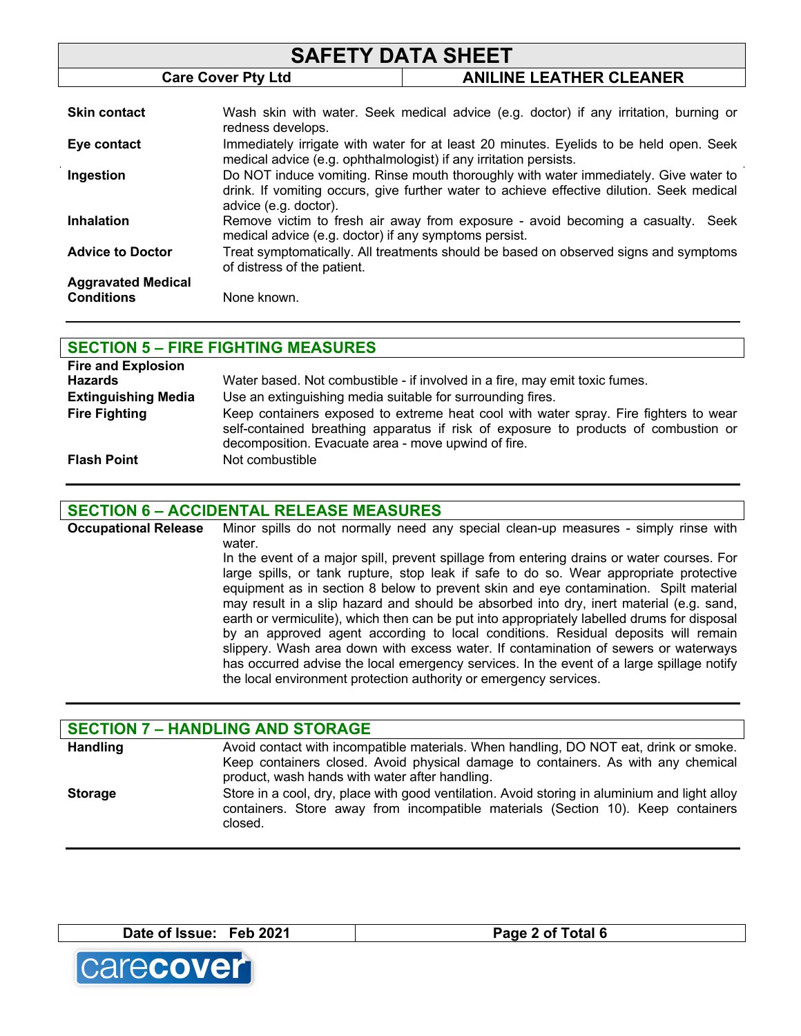| | |
|---|---|
| **Skin contact** | Wash skin with water. Seek medical advice (e.g. doctor) if any irritation, burning or redness develops. |
| **Eye contact** | Immediately irrigate with water for at least 20 minutes. Eyelids to be held open. Seek medical advice (e.g. ophthalmologist) if any irritation persists. |
| **Ingestion** | Do NOT induce vomiting. Rinse mouth thoroughly with water immediately. Give water to drink. If vomiting occurs, give further water to achieve effective dilution. Seek medical advice (e.g. doctor). |
| **Inhalation** | Remove victim to fresh air away from exposure - avoid becoming a casualty. Seek medical advice (e.g. doctor) if any symptoms persist. |
| **Advice to Doctor** | Treat symptomatically. All treatments should be based on observed signs and symptoms of distress of the patient. |
| **Aggravated Medical Conditions** | None known. |

## SECTION 5 – FIRE FIGHTING MEASURES

| | |
|---|---|
| **Fire and Explosion Hazards** | Water based. Not combustible - if involved in a fire, may emit toxic fumes. |
| **Extinguishing Media** | Use an extinguishing media suitable for surrounding fires. |
| **Fire Fighting** | Keep containers exposed to extreme heat cool with water spray. Fire fighters to wear self-contained breathing apparatus if risk of exposure to products of combustion or decomposition. Evacuate area - move upwind of fire. |
| **Flash Point** | Not combustible |

## SECTION 6 – ACCIDENTAL RELEASE MEASURES

**Occupational Release**

Minor spills do not normally need any special clean-up measures - simply rinse with water.

In the event of a major spill, prevent spillage from entering drains or water courses. For large spills, or tank rupture, stop leak if safe to do so. Wear appropriate protective equipment as in section 8 below to prevent skin and eye contamination. Spilt material may result in a slip hazard and should be absorbed into dry, inert material (e.g. sand, earth or vermiculite), which then can be put into appropriately labelled drums for disposal by an approved agent according to local conditions. Residual deposits will remain slippery. Wash area down with excess water. If contamination of sewers or waterways has occurred advise the local emergency services. In the event of a large spillage notify the local environment protection authority or emergency services.

## SECTION 7 – HANDLING AND STORAGE

| | |
|---|---|
| **Handling** | Avoid contact with incompatible materials. When handling, DO NOT eat, drink or smoke. Keep containers closed. Avoid physical damage to containers. As with any chemical product, wash hands with water after handling. |
| **Storage** | Store in a cool, dry, place with good ventilation. Avoid storing in aluminium and light alloy containers. Store away from incompatible materials (Section 10). Keep containers closed. |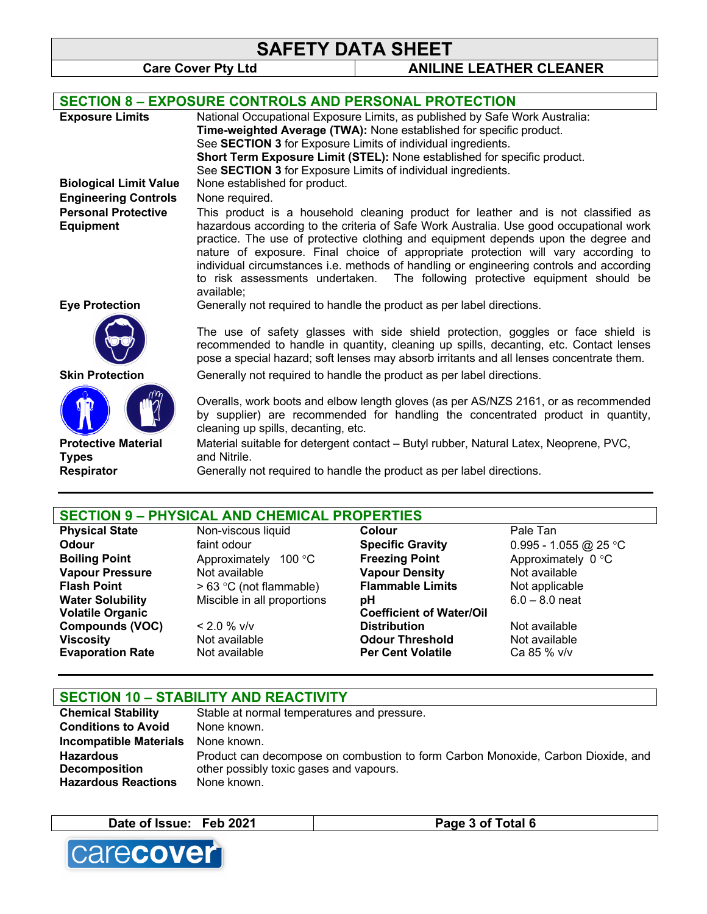## SECTION 8 – EXPOSURE CONTROLS AND PERSONAL PROTECTION

**Exposure Limits**
National Occupational Exposure Limits, as published by Safe Work Australia:
**Time-weighted Average (TWA):** None established for specific product.
See **SECTION 3** for Exposure Limits of individual ingredients.
**Short Term Exposure Limit (STEL):** None established for specific product.
See **SECTION 3** for Exposure Limits of individual ingredients.

**Biological Limit Value**
None established for product.

**Engineering Controls**
None required.

**Personal Protective Equipment**
This product is a household cleaning product for leather and is not classified as hazardous according to the criteria of Safe Work Australia. Use good occupational work practice. The use of protective clothing and equipment depends upon the degree and nature of exposure. Final choice of appropriate protection will vary according to individual circumstances i.e. methods of handling or engineering controls and according to risk assessments undertaken. The following protective equipment should be available;

**Eye Protection**
Generally not required to handle the product as per label directions.

The use of safety glasses with side shield protection, goggles or face shield is recommended to handle in quantity, cleaning up spills, decanting, etc. Contact lenses pose a special hazard; soft lenses may absorb irritants and all lenses concentrate them.

**Skin Protection**
Generally not required to handle the product as per label directions.

Overalls, work boots and elbow length gloves (as per AS/NZS 2161, or as recommended by supplier) are recommended for handling the concentrated product in quantity, cleaning up spills, decanting, etc.

**Protective Material Types**
Material suitable for detergent contact – Butyl rubber, Natural Latex, Neoprene, PVC, and Nitrile.

**Respirator**
Generally not required to handle the product as per label directions.

## SECTION 9 – PHYSICAL AND CHEMICAL PROPERTIES

| Property | Value | Property | Value |
|---|---|---|---|
| **Physical State** | Non-viscous liquid | **Colour** | Pale Tan |
| **Odour** | faint odour | **Specific Gravity** | 0.995 - 1.055 @ 25 °C |
| **Boiling Point** | Approximately 100 °C | **Freezing Point** | Approximately 0 °C |
| **Vapour Pressure** | Not available | **Vapour Density** | Not available |
| **Flash Point** | > 63 °C (not flammable) | **Flammable Limits** | Not applicable |
| **Water Solubility** | Miscible in all proportions | **pH** | 6.0 – 8.0 neat |
| **Volatile Organic Compounds (VOC)** | < 2.0 % v/v | **Coefficient of Water/Oil Distribution** | Not available |
| **Viscosity** | Not available | **Odour Threshold** | Not available |
| **Evaporation Rate** | Not available | **Per Cent Volatile** | Ca 85 % v/v |

## SECTION 10 – STABILITY AND REACTIVITY

**Chemical Stability**
Stable at normal temperatures and pressure.

**Conditions to Avoid**
None known.

**Incompatible Materials**
None known.

**Hazardous Decomposition**
Product can decompose on combustion to form Carbon Monoxide, Carbon Dioxide, and other possibly toxic gases and vapours.

**Hazardous Reactions**
None known.

Date of Issue: Feb 2021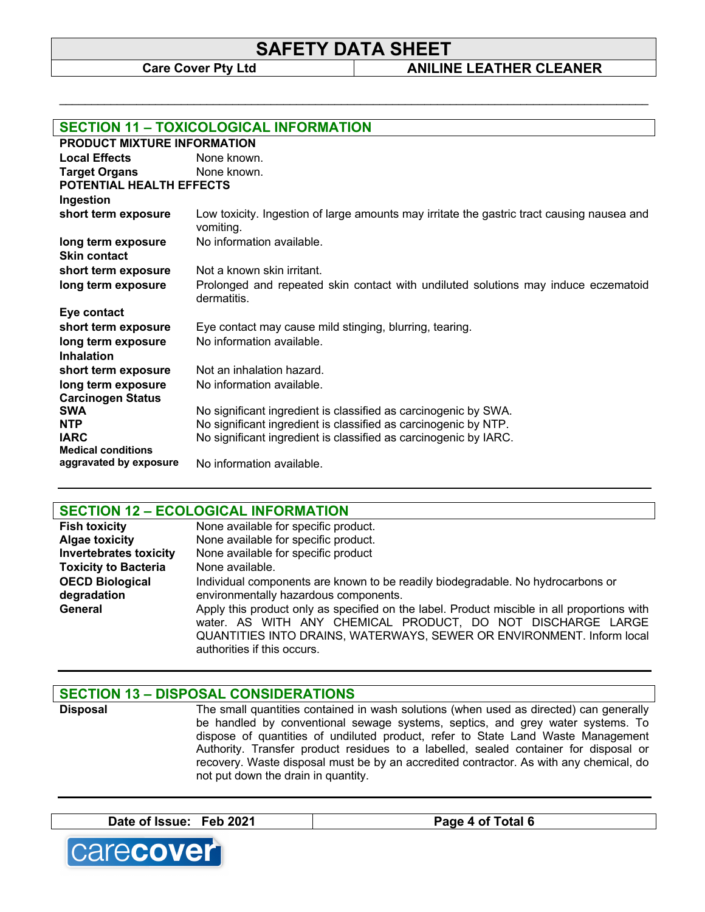## SECTION 11 – TOXICOLOGICAL INFORMATION

**PRODUCT MIXTURE INFORMATION**

| | |
|---|---|
| **Local Effects** | None known. |
| **Target Organs** | None known. |

**POTENTIAL HEALTH EFFECTS**

**Ingestion**

| | |
|---|---|
| **short term exposure** | Low toxicity. Ingestion of large amounts may irritate the gastric tract causing nausea and vomiting. |
| **long term exposure** | No information available. |

**Skin contact**

| | |
|---|---|
| **short term exposure** | Not a known skin irritant. |
| **long term exposure** | Prolonged and repeated skin contact with undiluted solutions may induce eczematoid dermatitis. |

**Eye contact**

| | |
|---|---|
| **short term exposure** | Eye contact may cause mild stinging, blurring, tearing. |
| **long term exposure** | No information available. |

**Inhalation**

| | |
|---|---|
| **short term exposure** | Not an inhalation hazard. |
| **long term exposure** | No information available. |

**Carcinogen Status**

| | |
|---|---|
| **SWA** | No significant ingredient is classified as carcinogenic by SWA. |
| **NTP** | No significant ingredient is classified as carcinogenic by NTP. |
| **IARC** | No significant ingredient is classified as carcinogenic by IARC. |
| **Medical conditions aggravated by exposure** | No information available. |

## SECTION 12 – ECOLOGICAL INFORMATION

| | |
|---|---|
| **Fish toxicity** | None available for specific product. |
| **Algae toxicity** | None available for specific product. |
| **Invertebrates toxicity** | None available for specific product |
| **Toxicity to Bacteria** | None available. |
| **OECD Biological degradation** | Individual components are known to be readily biodegradable. No hydrocarbons or environmentally hazardous components. |
| **General** | Apply this product only as specified on the label. Product miscible in all proportions with water. AS WITH ANY CHEMICAL PRODUCT, DO NOT DISCHARGE LARGE QUANTITIES INTO DRAINS, WATERWAYS, SEWER OR ENVIRONMENT. Inform local authorities if this occurs. |

## SECTION 13 – DISPOSAL CONSIDERATIONS

| | |
|---|---|
| **Disposal** | The small quantities contained in wash solutions (when used as directed) can generally be handled by conventional sewage systems, septics, and grey water systems. To dispose of quantities of undiluted product, refer to State Land Waste Management Authority. Transfer product residues to a labelled, sealed container for disposal or recovery. Waste disposal must be by an accredited contractor. As with any chemical, do not put down the drain in quantity. |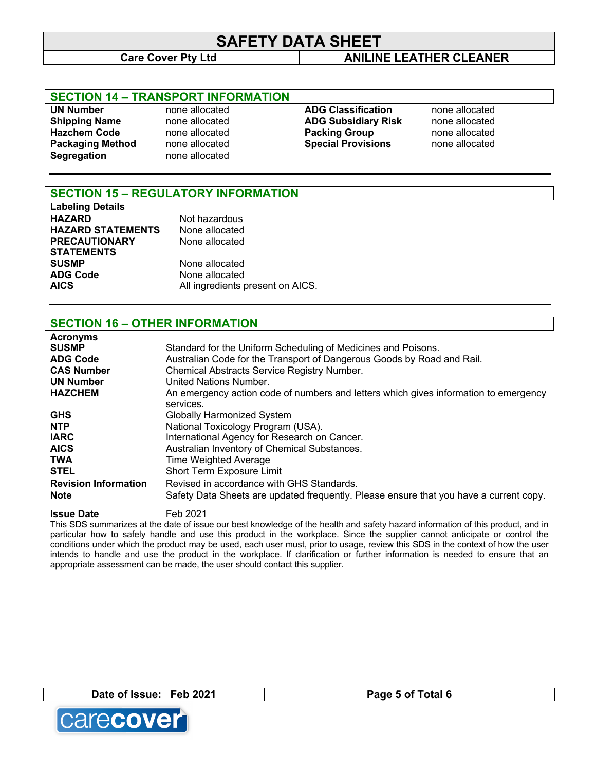## SECTION 14 – TRANSPORT INFORMATION

| | | | |
|---|---|---|---|
| **UN Number** | none allocated | **ADG Classification** | none allocated |
| **Shipping Name** | none allocated | **ADG Subsidiary Risk** | none allocated |
| **Hazchem Code** | none allocated | **Packing Group** | none allocated |
| **Packaging Method** | none allocated | **Special Provisions** | none allocated |
| **Segregation** | none allocated | | |

## SECTION 15 – REGULATORY INFORMATION

**Labeling Details**

| | |
|---|---|
| **HAZARD** | Not hazardous |
| **HAZARD STATEMENTS** | None allocated |
| **PRECAUTIONARY STATEMENTS** | None allocated |
| **SUSMP** | None allocated |
| **ADG Code** | None allocated |
| **AICS** | All ingredients present on AICS. |

## SECTION 16 – OTHER INFORMATION

**Acronyms**

| | |
|---|---|
| **SUSMP** | Standard for the Uniform Scheduling of Medicines and Poisons. |
| **ADG Code** | Australian Code for the Transport of Dangerous Goods by Road and Rail. |
| **CAS Number** | Chemical Abstracts Service Registry Number. |
| **UN Number** | United Nations Number. |
| **HAZCHEM** | An emergency action code of numbers and letters which gives information to emergency services. |
| **GHS** | Globally Harmonized System |
| **NTP** | National Toxicology Program (USA). |
| **IARC** | International Agency for Research on Cancer. |
| **AICS** | Australian Inventory of Chemical Substances. |
| **TWA** | Time Weighted Average |
| **STEL** | Short Term Exposure Limit |
| **Revision Information** | Revised in accordance with GHS Standards. |
| **Note** | Safety Data Sheets are updated frequently. Please ensure that you have a current copy. |

**Issue Date** Feb 2021

This SDS summarizes at the date of issue our best knowledge of the health and safety hazard information of this product, and in particular how to safely handle and use this product in the workplace. Since the supplier cannot anticipate or control the conditions under which the product may be used, each user must, prior to usage, review this SDS in the context of how the user intends to handle and use the product in the workplace. If clarification or further information is needed to ensure that an appropriate assessment can be made, the user should contact this supplier.